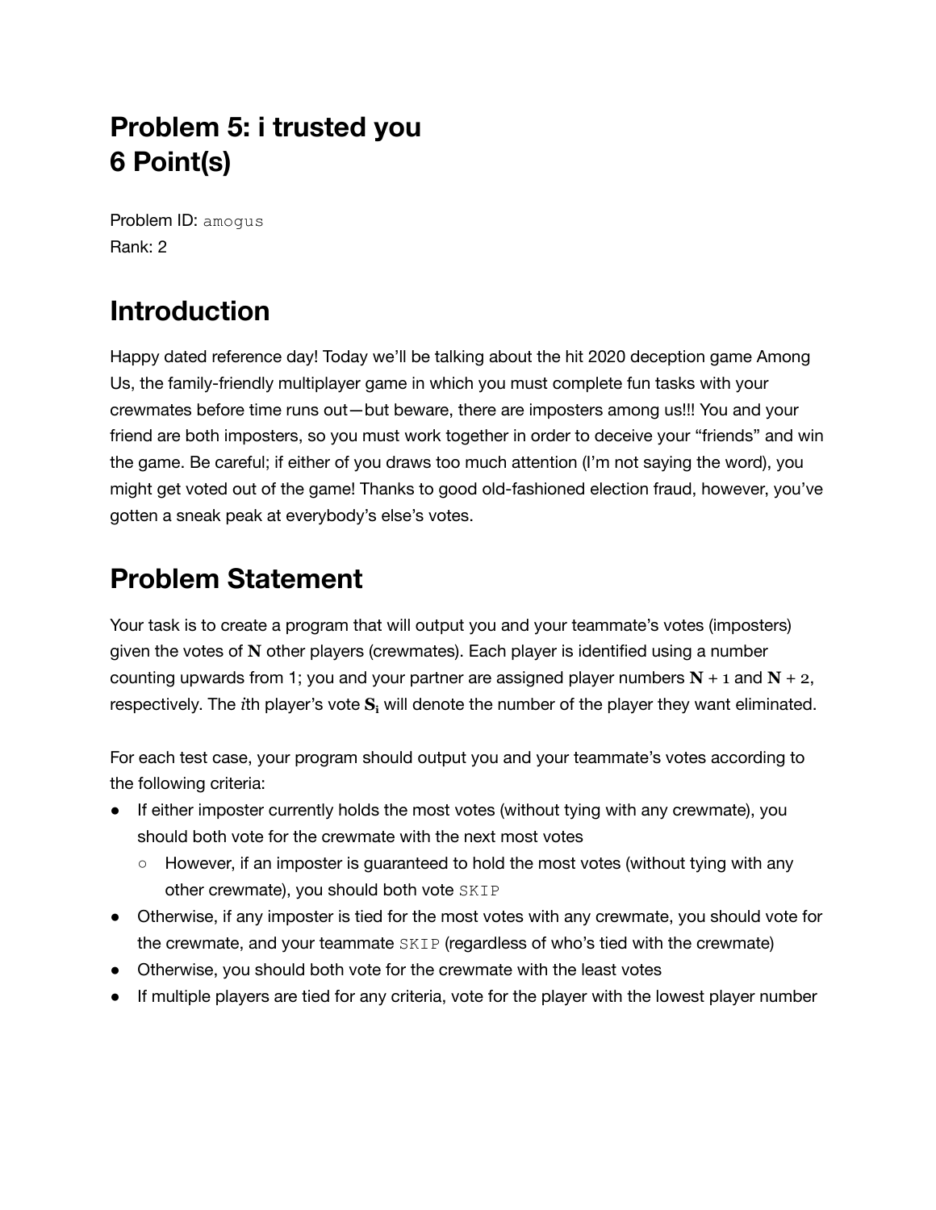# Problem 5: i trusted you
# 6 Point(s)

Problem ID: `amogus`
Rank: 2

## Introduction

Happy dated reference day! Today we'll be talking about the hit 2020 deception game Among Us, the family-friendly multiplayer game in which you must complete fun tasks with your crewmates before time runs out—but beware, there are imposters among us!!! You and your friend are both imposters, so you must work together in order to deceive your "friends" and win the game. Be careful; if either of you draws too much attention (I'm not saying the word), you might get voted out of the game! Thanks to good old-fashioned election fraud, however, you've gotten a sneak peak at everybody's else's votes.

## Problem Statement

Your task is to create a program that will output you and your teammate's votes (imposters) given the votes of $\mathbf{N}$ other players (crewmates). Each player is identified using a number counting upwards from 1; you and your partner are assigned player numbers $\mathbf{N} + 1$ and $\mathbf{N} + 2$, respectively. The $i$th player's vote $\mathbf{S_i}$ will denote the number of the player they want eliminated.

For each test case, your program should output you and your teammate's votes according to the following criteria:

- If either imposter currently holds the most votes (without tying with any crewmate), you should both vote for the crewmate with the next most votes
  - However, if an imposter is guaranteed to hold the most votes (without tying with any other crewmate), you should both vote `SKIP`
- Otherwise, if any imposter is tied for the most votes with any crewmate, you should vote for the crewmate, and your teammate `SKIP` (regardless of who's tied with the crewmate)
- Otherwise, you should both vote for the crewmate with the least votes
- If multiple players are tied for any criteria, vote for the player with the lowest player number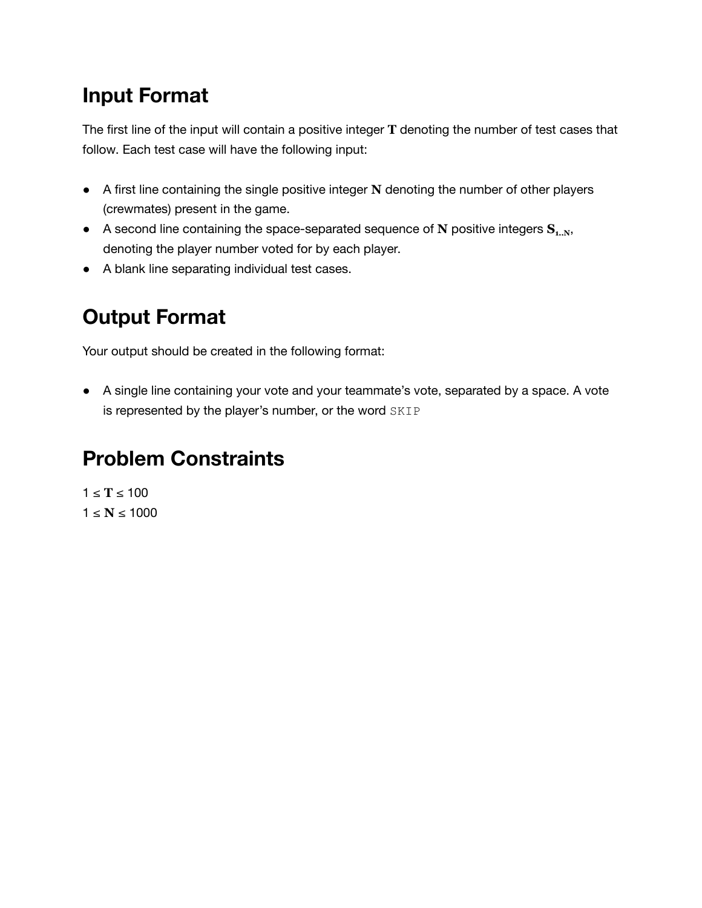## Input Format

The first line of the input will contain a positive integer $\mathbf{T}$ denoting the number of test cases that follow. Each test case will have the following input:

- A first line containing the single positive integer $\mathbf{N}$ denoting the number of other players (crewmates) present in the game.
- A second line containing the space-separated sequence of $\mathbf{N}$ positive integers $\mathbf{S_{1..N}}$, denoting the player number voted for by each player.
- A blank line separating individual test cases.

## Output Format

Your output should be created in the following format:

- A single line containing your vote and your teammate's vote, separated by a space. A vote is represented by the player's number, or the word `SKIP`

## Problem Constraints

$1 \le \mathbf{T} \le 100$
$1 \le \mathbf{N} \le 1000$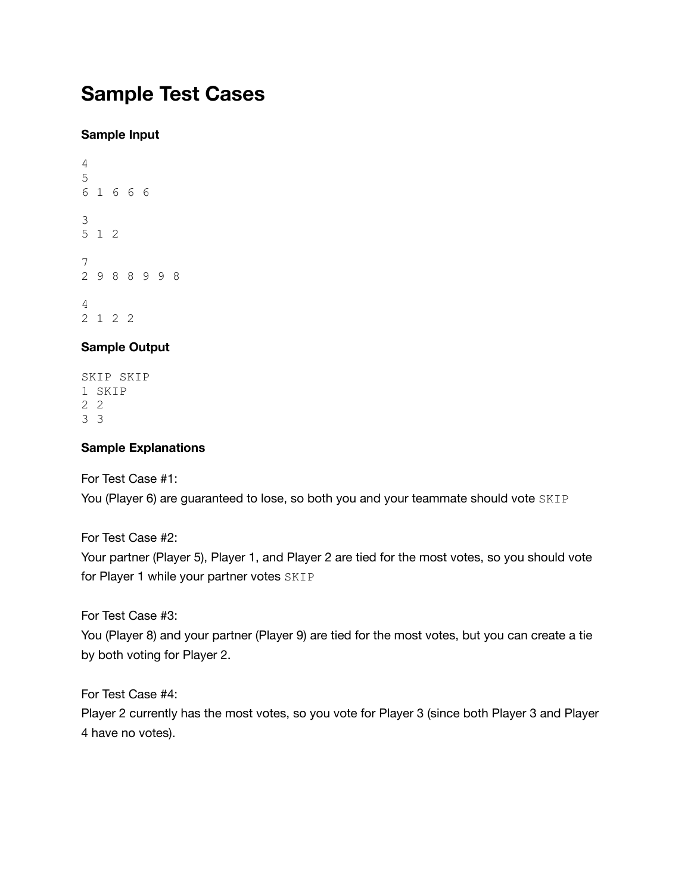# Sample Test Cases

**Sample Input**

```
4
5
6 1 6 6 6

3
5 1 2

7
2 9 8 8 9 9 8

4
2 1 2 2
```

**Sample Output**

```
SKIP SKIP
1 SKIP
2 2
3 3
```

**Sample Explanations**

For Test Case #1:
You (Player 6) are guaranteed to lose, so both you and your teammate should vote `SKIP`

For Test Case #2:
Your partner (Player 5), Player 1, and Player 2 are tied for the most votes, so you should vote for Player 1 while your partner votes `SKIP`

For Test Case #3:
You (Player 8) and your partner (Player 9) are tied for the most votes, but you can create a tie by both voting for Player 2.

For Test Case #4:
Player 2 currently has the most votes, so you vote for Player 3 (since both Player 3 and Player 4 have no votes).